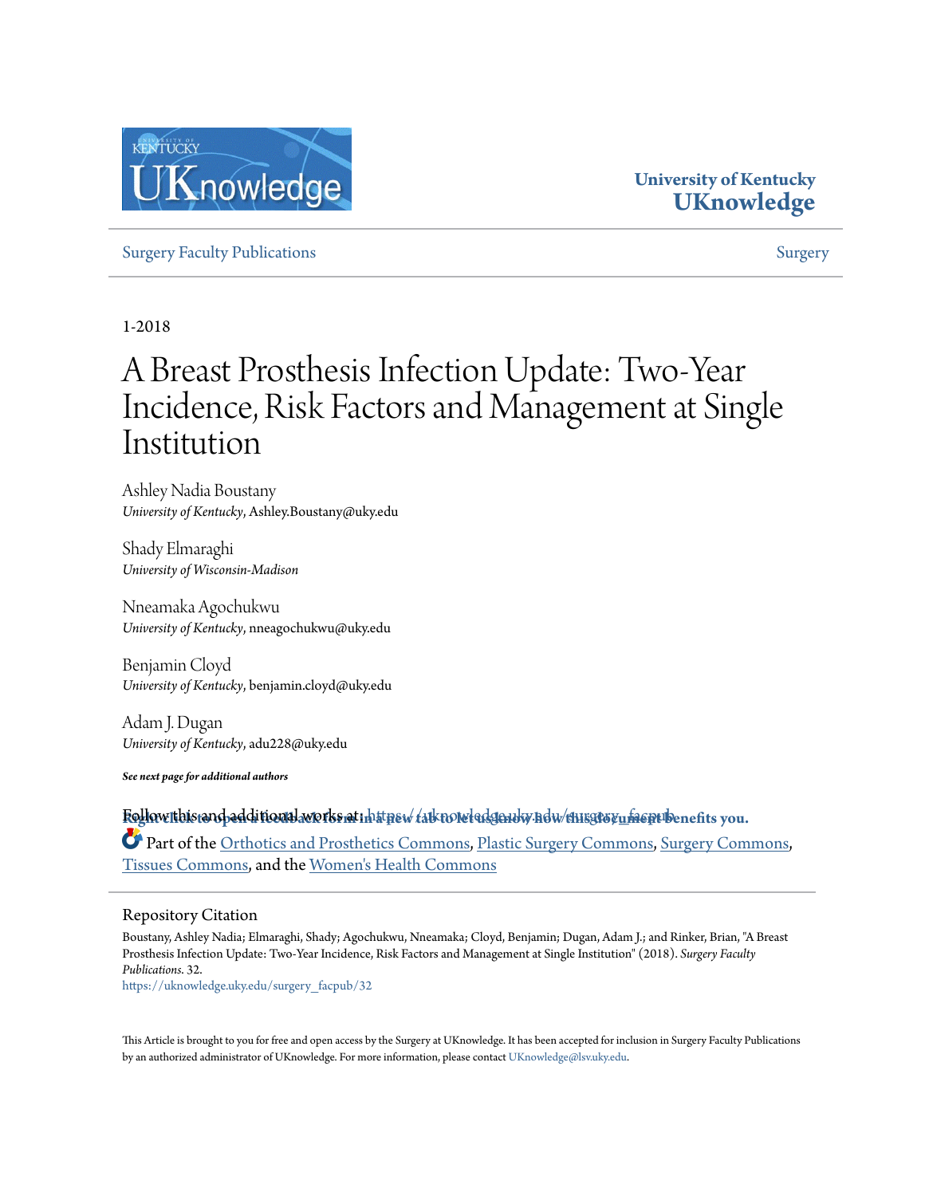University of Kentucky
**UKnowledge**

Surgery Faculty Publications | Surgery

1-2018

# A Breast Prosthesis Infection Update: Two-Year Incidence, Risk Factors and Management at Single Institution

Ashley Nadia Boustany
*University of Kentucky*, Ashley.Boustany@uky.edu

Shady Elmaraghi
*University of Wisconsin-Madison*

Nneamaka Agochukwu
*University of Kentucky*, nneagochukwu@uky.edu

Benjamin Cloyd
*University of Kentucky*, benjamin.cloyd@uky.edu

Adam J. Dugan
*University of Kentucky*, adu228@uky.edu

***See next page for additional authors***

Follow this and additional works at: https://uknowledge.uky.edu/surgery_facpub

**Right click to open a feedback form in a new tab to let us know how this document benefits you.**

Part of the Orthotics and Prosthetics Commons, Plastic Surgery Commons, Surgery Commons, Tissues Commons, and the Women's Health Commons

## Repository Citation

Boustany, Ashley Nadia; Elmaraghi, Shady; Agochukwu, Nneamaka; Cloyd, Benjamin; Dugan, Adam J.; and Rinker, Brian, "A Breast Prosthesis Infection Update: Two-Year Incidence, Risk Factors and Management at Single Institution" (2018). *Surgery Faculty Publications*. 32.
https://uknowledge.uky.edu/surgery_facpub/32

This Article is brought to you for free and open access by the Surgery at UKnowledge. It has been accepted for inclusion in Surgery Faculty Publications by an authorized administrator of UKnowledge. For more information, please contact UKnowledge@lsv.uky.edu.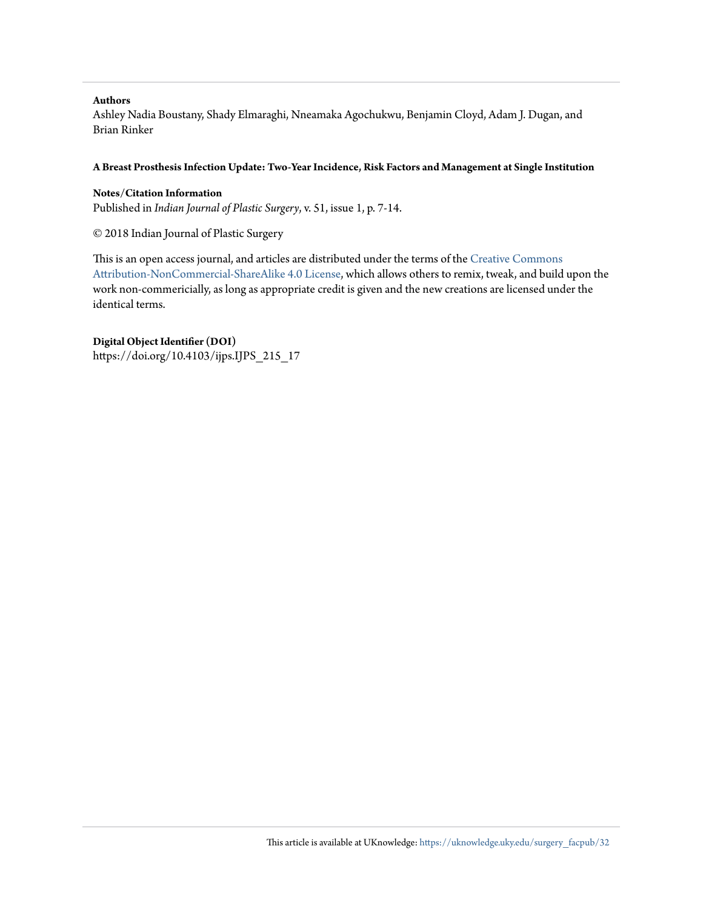**Authors**

Ashley Nadia Boustany, Shady Elmaraghi, Nneamaka Agochukwu, Benjamin Cloyd, Adam J. Dugan, and Brian Rinker

**A Breast Prosthesis Infection Update: Two-Year Incidence, Risk Factors and Management at Single Institution**

**Notes/Citation Information**

Published in *Indian Journal of Plastic Surgery*, v. 51, issue 1, p. 7-14.

© 2018 Indian Journal of Plastic Surgery

This is an open access journal, and articles are distributed under the terms of the Creative Commons Attribution-NonCommercial-ShareAlike 4.0 License, which allows others to remix, tweak, and build upon the work non-commericially, as long as appropriate credit is given and the new creations are licensed under the identical terms.

**Digital Object Identifier (DOI)**

https://doi.org/10.4103/ijps.IJPS_215_17

This article is available at UKnowledge: https://uknowledge.uky.edu/surgery_facpub/32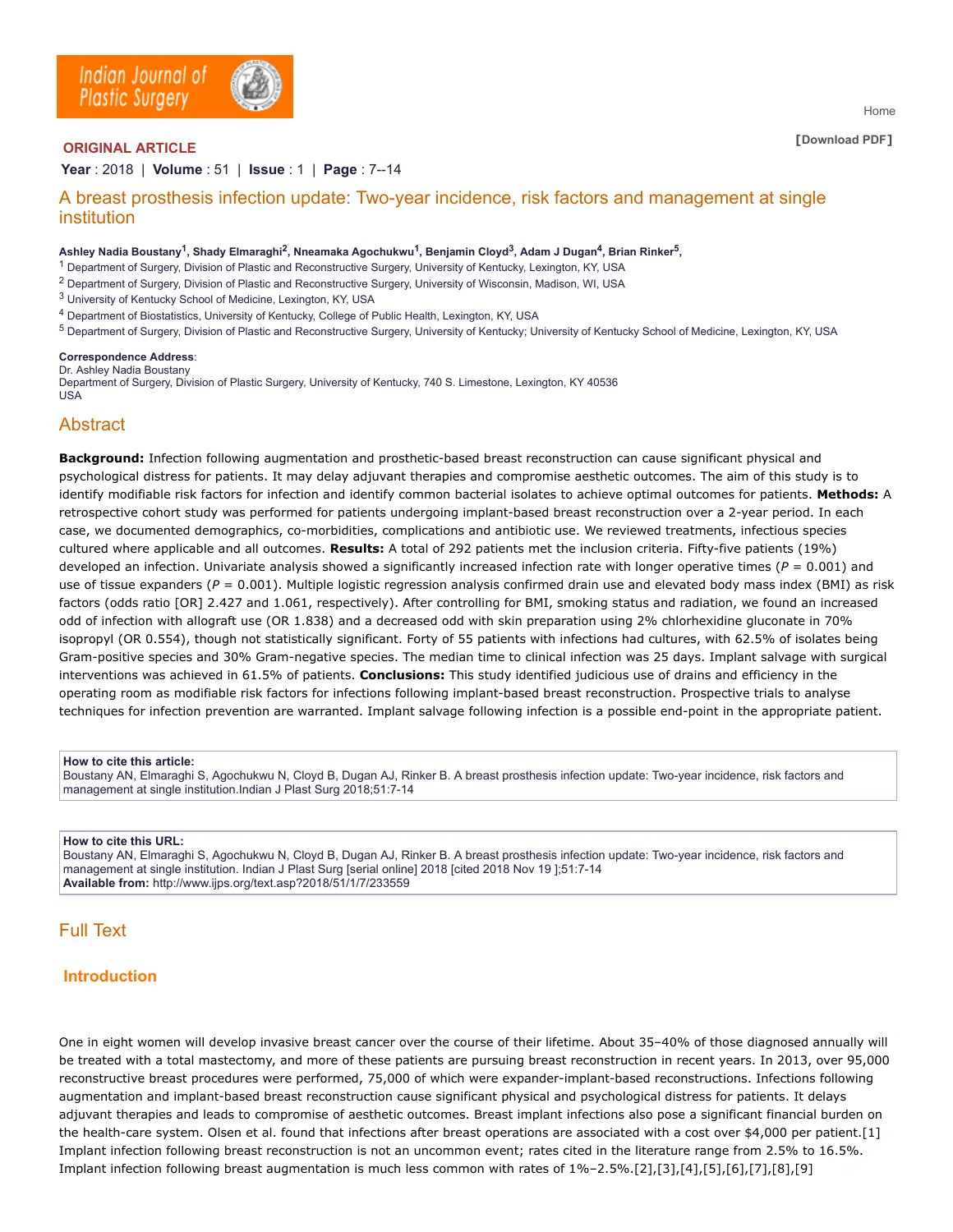**ORIGINAL ARTICLE**

**Year** : 2018 | **Volume** : 51 | **Issue** : 1 | **Page** : 7--14

# A breast prosthesis infection update: Two-year incidence, risk factors and management at single institution

**Ashley Nadia Boustany**[1], **Shady Elmaraghi**[2], **Nneamaka Agochukwu**[1], **Benjamin Cloyd**[3], **Adam J Dugan**[4], **Brian Rinker**[5],

[1] Department of Surgery, Division of Plastic and Reconstructive Surgery, University of Kentucky, Lexington, KY, USA
[2] Department of Surgery, Division of Plastic and Reconstructive Surgery, University of Wisconsin, Madison, WI, USA
[3] University of Kentucky School of Medicine, Lexington, KY, USA
[4] Department of Biostatistics, University of Kentucky, College of Public Health, Lexington, KY, USA
[5] Department of Surgery, Division of Plastic and Reconstructive Surgery, University of Kentucky; University of Kentucky School of Medicine, Lexington, KY, USA

**Correspondence Address**:
Dr. Ashley Nadia Boustany
Department of Surgery, Division of Plastic Surgery, University of Kentucky, 740 S. Limestone, Lexington, KY 40536
USA

## Abstract

**Background:** Infection following augmentation and prosthetic-based breast reconstruction can cause significant physical and psychological distress for patients. It may delay adjuvant therapies and compromise aesthetic outcomes. The aim of this study is to identify modifiable risk factors for infection and identify common bacterial isolates to achieve optimal outcomes for patients. **Methods:** A retrospective cohort study was performed for patients undergoing implant-based breast reconstruction over a 2-year period. In each case, we documented demographics, co-morbidities, complications and antibiotic use. We reviewed treatments, infectious species cultured where applicable and all outcomes. **Results:** A total of 292 patients met the inclusion criteria. Fifty-five patients (19%) developed an infection. Univariate analysis showed a significantly increased infection rate with longer operative times ($P$ = 0.001) and use of tissue expanders ($P$ = 0.001). Multiple logistic regression analysis confirmed drain use and elevated body mass index (BMI) as risk factors (odds ratio [OR] 2.427 and 1.061, respectively). After controlling for BMI, smoking status and radiation, we found an increased odd of infection with allograft use (OR 1.838) and a decreased odd with skin preparation using 2% chlorhexidine gluconate in 70% isopropyl (OR 0.554), though not statistically significant. Forty of 55 patients with infections had cultures, with 62.5% of isolates being Gram-positive species and 30% Gram-negative species. The median time to clinical infection was 25 days. Implant salvage with surgical interventions was achieved in 61.5% of patients. **Conclusions:** This study identified judicious use of drains and efficiency in the operating room as modifiable risk factors for infections following implant-based breast reconstruction. Prospective trials to analyse techniques for infection prevention are warranted. Implant salvage following infection is a possible end-point in the appropriate patient.

**How to cite this article:**
Boustany AN, Elmaraghi S, Agochukwu N, Cloyd B, Dugan AJ, Rinker B. A breast prosthesis infection update: Two-year incidence, risk factors and management at single institution.Indian J Plast Surg 2018;51:7-14

**How to cite this URL:**
Boustany AN, Elmaraghi S, Agochukwu N, Cloyd B, Dugan AJ, Rinker B. A breast prosthesis infection update: Two-year incidence, risk factors and management at single institution. Indian J Plast Surg [serial online] 2018 [cited 2018 Nov 19 ];51:7-14
**Available from:** http://www.ijps.org/text.asp?2018/51/1/7/233559

## Full Text

### Introduction

One in eight women will develop invasive breast cancer over the course of their lifetime. About 35–40% of those diagnosed annually will be treated with a total mastectomy, and more of these patients are pursuing breast reconstruction in recent years. In 2013, over 95,000 reconstructive breast procedures were performed, 75,000 of which were expander-implant-based reconstructions. Infections following augmentation and implant-based breast reconstruction cause significant physical and psychological distress for patients. It delays adjuvant therapies and leads to compromise of aesthetic outcomes. Breast implant infections also pose a significant financial burden on the health-care system. Olsen et al. found that infections after breast operations are associated with a cost over $4,000 per patient.[1] Implant infection following breast reconstruction is not an uncommon event; rates cited in the literature range from 2.5% to 16.5%. Implant infection following breast augmentation is much less common with rates of 1%–2.5%.[2],[3],[4],[5],[6],[7],[8],[9]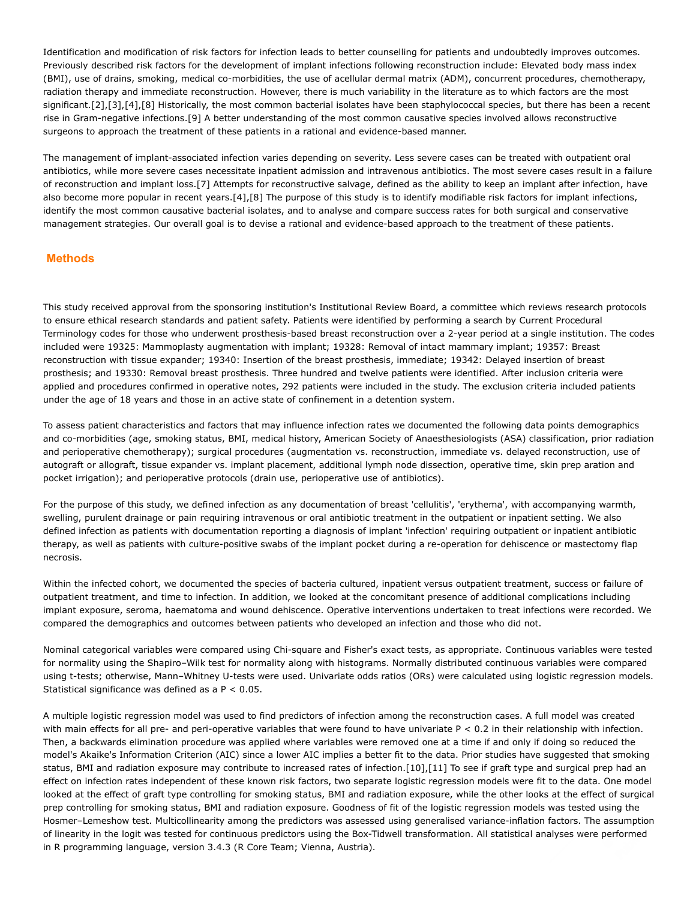Identification and modification of risk factors for infection leads to better counselling for patients and undoubtedly improves outcomes. Previously described risk factors for the development of implant infections following reconstruction include: Elevated body mass index (BMI), use of drains, smoking, medical co-morbidities, the use of acellular dermal matrix (ADM), concurrent procedures, chemotherapy, radiation therapy and immediate reconstruction. However, there is much variability in the literature as to which factors are the most significant.[2],[3],[4],[8] Historically, the most common bacterial isolates have been staphylococcal species, but there has been a recent rise in Gram-negative infections.[9] A better understanding of the most common causative species involved allows reconstructive surgeons to approach the treatment of these patients in a rational and evidence-based manner.

The management of implant-associated infection varies depending on severity. Less severe cases can be treated with outpatient oral antibiotics, while more severe cases necessitate inpatient admission and intravenous antibiotics. The most severe cases result in a failure of reconstruction and implant loss.[7] Attempts for reconstructive salvage, defined as the ability to keep an implant after infection, have also become more popular in recent years.[4],[8] The purpose of this study is to identify modifiable risk factors for implant infections, identify the most common causative bacterial isolates, and to analyse and compare success rates for both surgical and conservative management strategies. Our overall goal is to devise a rational and evidence-based approach to the treatment of these patients.

## Methods

This study received approval from the sponsoring institution's Institutional Review Board, a committee which reviews research protocols to ensure ethical research standards and patient safety. Patients were identified by performing a search by Current Procedural Terminology codes for those who underwent prosthesis-based breast reconstruction over a 2-year period at a single institution. The codes included were 19325: Mammoplasty augmentation with implant; 19328: Removal of intact mammary implant; 19357: Breast reconstruction with tissue expander; 19340: Insertion of the breast prosthesis, immediate; 19342: Delayed insertion of breast prosthesis; and 19330: Removal breast prosthesis. Three hundred and twelve patients were identified. After inclusion criteria were applied and procedures confirmed in operative notes, 292 patients were included in the study. The exclusion criteria included patients under the age of 18 years and those in an active state of confinement in a detention system.

To assess patient characteristics and factors that may influence infection rates we documented the following data points demographics and co-morbidities (age, smoking status, BMI, medical history, American Society of Anaesthesiologists (ASA) classification, prior radiation and perioperative chemotherapy); surgical procedures (augmentation vs. reconstruction, immediate vs. delayed reconstruction, use of autograft or allograft, tissue expander vs. implant placement, additional lymph node dissection, operative time, skin prep aration and pocket irrigation); and perioperative protocols (drain use, perioperative use of antibiotics).

For the purpose of this study, we defined infection as any documentation of breast 'cellulitis', 'erythema', with accompanying warmth, swelling, purulent drainage or pain requiring intravenous or oral antibiotic treatment in the outpatient or inpatient setting. We also defined infection as patients with documentation reporting a diagnosis of implant 'infection' requiring outpatient or inpatient antibiotic therapy, as well as patients with culture-positive swabs of the implant pocket during a re-operation for dehiscence or mastectomy flap necrosis.

Within the infected cohort, we documented the species of bacteria cultured, inpatient versus outpatient treatment, success or failure of outpatient treatment, and time to infection. In addition, we looked at the concomitant presence of additional complications including implant exposure, seroma, haematoma and wound dehiscence. Operative interventions undertaken to treat infections were recorded. We compared the demographics and outcomes between patients who developed an infection and those who did not.

Nominal categorical variables were compared using Chi-square and Fisher's exact tests, as appropriate. Continuous variables were tested for normality using the Shapiro–Wilk test for normality along with histograms. Normally distributed continuous variables were compared using t-tests; otherwise, Mann–Whitney U-tests were used. Univariate odds ratios (ORs) were calculated using logistic regression models. Statistical significance was defined as a $P < 0.05$.

A multiple logistic regression model was used to find predictors of infection among the reconstruction cases. A full model was created with main effects for all pre- and peri-operative variables that were found to have univariate $P < 0.2$ in their relationship with infection. Then, a backwards elimination procedure was applied where variables were removed one at a time if and only if doing so reduced the model's Akaike's Information Criterion (AIC) since a lower AIC implies a better fit to the data. Prior studies have suggested that smoking status, BMI and radiation exposure may contribute to increased rates of infection.[10],[11] To see if graft type and surgical prep had an effect on infection rates independent of these known risk factors, two separate logistic regression models were fit to the data. One model looked at the effect of graft type controlling for smoking status, BMI and radiation exposure, while the other looks at the effect of surgical prep controlling for smoking status, BMI and radiation exposure. Goodness of fit of the logistic regression models was tested using the Hosmer–Lemeshow test. Multicollinearity among the predictors was assessed using generalised variance-inflation factors. The assumption of linearity in the logit was tested for continuous predictors using the Box-Tidwell transformation. All statistical analyses were performed in R programming language, version 3.4.3 (R Core Team; Vienna, Austria).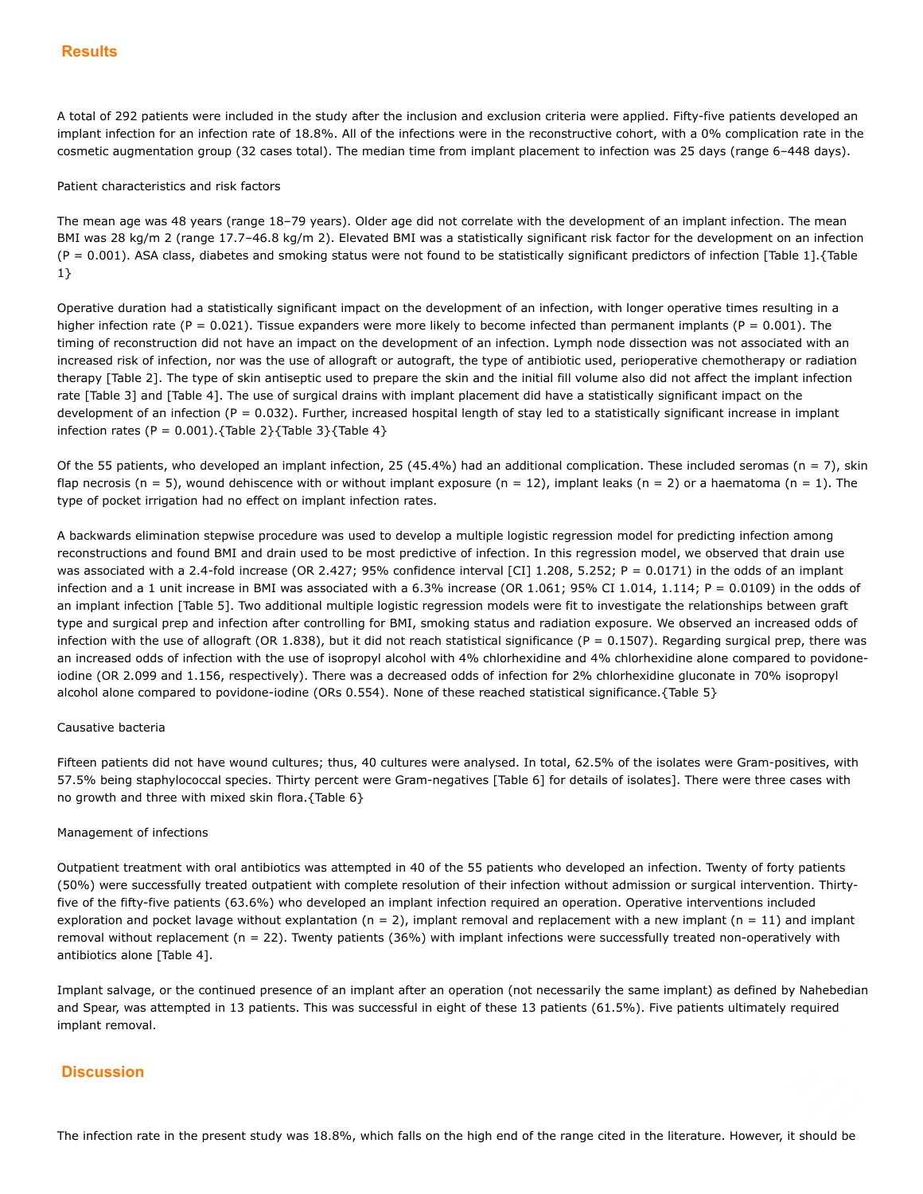## Results

A total of 292 patients were included in the study after the inclusion and exclusion criteria were applied. Fifty-five patients developed an implant infection for an infection rate of 18.8%. All of the infections were in the reconstructive cohort, with a 0% complication rate in the cosmetic augmentation group (32 cases total). The median time from implant placement to infection was 25 days (range 6–448 days).

Patient characteristics and risk factors

The mean age was 48 years (range 18–79 years). Older age did not correlate with the development of an implant infection. The mean BMI was 28 kg/m 2 (range 17.7–46.8 kg/m 2). Elevated BMI was a statistically significant risk factor for the development on an infection ($P = 0.001$). ASA class, diabetes and smoking status were not found to be statistically significant predictors of infection [Table 1].{Table 1}

Operative duration had a statistically significant impact on the development of an infection, with longer operative times resulting in a higher infection rate ($P = 0.021$). Tissue expanders were more likely to become infected than permanent implants ($P = 0.001$). The timing of reconstruction did not have an impact on the development of an infection. Lymph node dissection was not associated with an increased risk of infection, nor was the use of allograft or autograft, the type of antibiotic used, perioperative chemotherapy or radiation therapy [Table 2]. The type of skin antiseptic used to prepare the skin and the initial fill volume also did not affect the implant infection rate [Table 3] and [Table 4]. The use of surgical drains with implant placement did have a statistically significant impact on the development of an infection ($P = 0.032$). Further, increased hospital length of stay led to a statistically significant increase in implant infection rates ($P = 0.001$).{Table 2}{Table 3}{Table 4}

Of the 55 patients, who developed an implant infection, 25 (45.4%) had an additional complication. These included seromas (n = 7), skin flap necrosis (n = 5), wound dehiscence with or without implant exposure (n = 12), implant leaks (n = 2) or a haematoma (n = 1). The type of pocket irrigation had no effect on implant infection rates.

A backwards elimination stepwise procedure was used to develop a multiple logistic regression model for predicting infection among reconstructions and found BMI and drain used to be most predictive of infection. In this regression model, we observed that drain use was associated with a 2.4-fold increase (OR 2.427; 95% confidence interval [CI] 1.208, 5.252; $P = 0.0171$) in the odds of an implant infection and a 1 unit increase in BMI was associated with a 6.3% increase (OR 1.061; 95% CI 1.014, 1.114; $P = 0.0109$) in the odds of an implant infection [Table 5]. Two additional multiple logistic regression models were fit to investigate the relationships between graft type and surgical prep and infection after controlling for BMI, smoking status and radiation exposure. We observed an increased odds of infection with the use of allograft (OR 1.838), but it did not reach statistical significance ($P = 0.1507$). Regarding surgical prep, there was an increased odds of infection with the use of isopropyl alcohol with 4% chlorhexidine and 4% chlorhexidine alone compared to povidone-iodine (OR 2.099 and 1.156, respectively). There was a decreased odds of infection for 2% chlorhexidine gluconate in 70% isopropyl alcohol alone compared to povidone-iodine (ORs 0.554). None of these reached statistical significance.{Table 5}

Causative bacteria

Fifteen patients did not have wound cultures; thus, 40 cultures were analysed. In total, 62.5% of the isolates were Gram-positives, with 57.5% being staphylococcal species. Thirty percent were Gram-negatives [Table 6] for details of isolates]. There were three cases with no growth and three with mixed skin flora.{Table 6}

Management of infections

Outpatient treatment with oral antibiotics was attempted in 40 of the 55 patients who developed an infection. Twenty of forty patients (50%) were successfully treated outpatient with complete resolution of their infection without admission or surgical intervention. Thirty-five of the fifty-five patients (63.6%) who developed an implant infection required an operation. Operative interventions included exploration and pocket lavage without explantation (n = 2), implant removal and replacement with a new implant (n = 11) and implant removal without replacement (n = 22). Twenty patients (36%) with implant infections were successfully treated non-operatively with antibiotics alone [Table 4].

Implant salvage, or the continued presence of an implant after an operation (not necessarily the same implant) as defined by Nahebedian and Spear, was attempted in 13 patients. This was successful in eight of these 13 patients (61.5%). Five patients ultimately required implant removal.

## Discussion

The infection rate in the present study was 18.8%, which falls on the high end of the range cited in the literature. However, it should be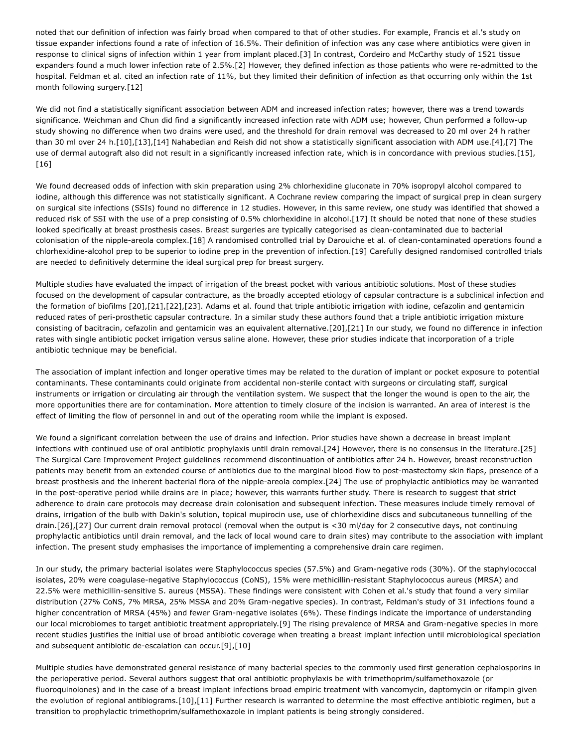noted that our definition of infection was fairly broad when compared to that of other studies. For example, Francis et al.'s study on tissue expander infections found a rate of infection of 16.5%. Their definition of infection was any case where antibiotics were given in response to clinical signs of infection within 1 year from implant placed.[3] In contrast, Cordeiro and McCarthy study of 1521 tissue expanders found a much lower infection rate of 2.5%.[2] However, they defined infection as those patients who were re-admitted to the hospital. Feldman et al. cited an infection rate of 11%, but they limited their definition of infection as that occurring only within the 1st month following surgery.[12]

We did not find a statistically significant association between ADM and increased infection rates; however, there was a trend towards significance. Weichman and Chun did find a significantly increased infection rate with ADM use; however, Chun performed a follow-up study showing no difference when two drains were used, and the threshold for drain removal was decreased to 20 ml over 24 h rather than 30 ml over 24 h.[10],[13],[14] Nahabedian and Reish did not show a statistically significant association with ADM use.[4],[7] The use of dermal autograft also did not result in a significantly increased infection rate, which is in concordance with previous studies.[15],[16]

We found decreased odds of infection with skin preparation using 2% chlorhexidine gluconate in 70% isopropyl alcohol compared to iodine, although this difference was not statistically significant. A Cochrane review comparing the impact of surgical prep in clean surgery on surgical site infections (SSIs) found no difference in 12 studies. However, in this same review, one study was identified that showed a reduced risk of SSI with the use of a prep consisting of 0.5% chlorhexidine in alcohol.[17] It should be noted that none of these studies looked specifically at breast prosthesis cases. Breast surgeries are typically categorised as clean-contaminated due to bacterial colonisation of the nipple-areola complex.[18] A randomised controlled trial by Darouiche et al. of clean-contaminated operations found a chlorhexidine-alcohol prep to be superior to iodine prep in the prevention of infection.[19] Carefully designed randomised controlled trials are needed to definitively determine the ideal surgical prep for breast surgery.

Multiple studies have evaluated the impact of irrigation of the breast pocket with various antibiotic solutions. Most of these studies focused on the development of capsular contracture, as the broadly accepted etiology of capsular contracture is a subclinical infection and the formation of biofilms [20],[21],[22],[23]. Adams et al. found that triple antibiotic irrigation with iodine, cefazolin and gentamicin reduced rates of peri-prosthetic capsular contracture. In a similar study these authors found that a triple antibiotic irrigation mixture consisting of bacitracin, cefazolin and gentamicin was an equivalent alternative.[20],[21] In our study, we found no difference in infection rates with single antibiotic pocket irrigation versus saline alone. However, these prior studies indicate that incorporation of a triple antibiotic technique may be beneficial.

The association of implant infection and longer operative times may be related to the duration of implant or pocket exposure to potential contaminants. These contaminants could originate from accidental non-sterile contact with surgeons or circulating staff, surgical instruments or irrigation or circulating air through the ventilation system. We suspect that the longer the wound is open to the air, the more opportunities there are for contamination. More attention to timely closure of the incision is warranted. An area of interest is the effect of limiting the flow of personnel in and out of the operating room while the implant is exposed.

We found a significant correlation between the use of drains and infection. Prior studies have shown a decrease in breast implant infections with continued use of oral antibiotic prophylaxis until drain removal.[24] However, there is no consensus in the literature.[25] The Surgical Care Improvement Project guidelines recommend discontinuation of antibiotics after 24 h. However, breast reconstruction patients may benefit from an extended course of antibiotics due to the marginal blood flow to post-mastectomy skin flaps, presence of a breast prosthesis and the inherent bacterial flora of the nipple-areola complex.[24] The use of prophylactic antibiotics may be warranted in the post-operative period while drains are in place; however, this warrants further study. There is research to suggest that strict adherence to drain care protocols may decrease drain colonisation and subsequent infection. These measures include timely removal of drains, irrigation of the bulb with Dakin's solution, topical mupirocin use, use of chlorhexidine discs and subcutaneous tunnelling of the drain.[26],[27] Our current drain removal protocol (removal when the output is <30 ml/day for 2 consecutive days, not continuing prophylactic antibiotics until drain removal, and the lack of local wound care to drain sites) may contribute to the association with implant infection. The present study emphasises the importance of implementing a comprehensive drain care regimen.

In our study, the primary bacterial isolates were Staphylococcus species (57.5%) and Gram-negative rods (30%). Of the staphylococcal isolates, 20% were coagulase-negative Staphylococcus (CoNS), 15% were methicillin-resistant Staphylococcus aureus (MRSA) and 22.5% were methicillin-sensitive S. aureus (MSSA). These findings were consistent with Cohen et al.'s study that found a very similar distribution (27% CoNS, 7% MRSA, 25% MSSA and 20% Gram-negative species). In contrast, Feldman's study of 31 infections found a higher concentration of MRSA (45%) and fewer Gram-negative isolates (6%). These findings indicate the importance of understanding our local microbiomes to target antibiotic treatment appropriately.[9] The rising prevalence of MRSA and Gram-negative species in more recent studies justifies the initial use of broad antibiotic coverage when treating a breast implant infection until microbiological speciation and subsequent antibiotic de-escalation can occur.[9],[10]

Multiple studies have demonstrated general resistance of many bacterial species to the commonly used first generation cephalosporins in the perioperative period. Several authors suggest that oral antibiotic prophylaxis be with trimethoprim/sulfamethoxazole (or fluoroquinolones) and in the case of a breast implant infections broad empiric treatment with vancomycin, daptomycin or rifampin given the evolution of regional antibiograms.[10],[11] Further research is warranted to determine the most effective antibiotic regimen, but a transition to prophylactic trimethoprim/sulfamethoxazole in implant patients is being strongly considered.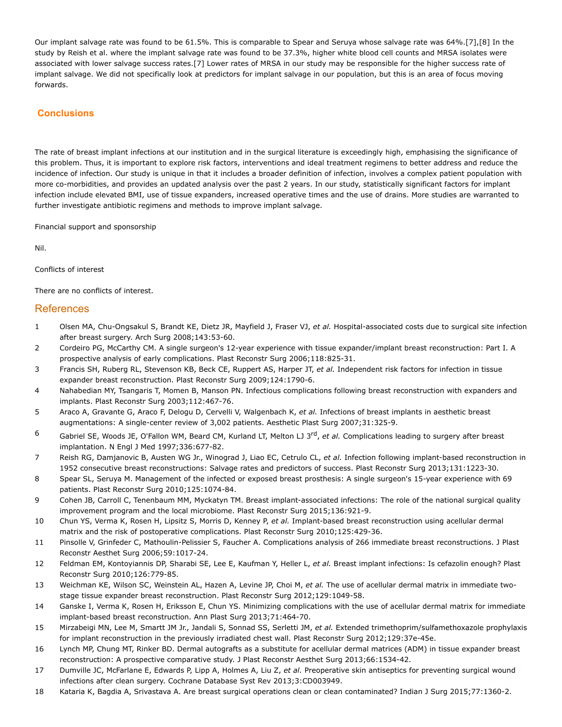Our implant salvage rate was found to be 61.5%. This is comparable to Spear and Seruya whose salvage rate was 64%.[7],[8] In the study by Reish et al. where the implant salvage rate was found to be 37.3%, higher white blood cell counts and MRSA isolates were associated with lower salvage success rates.[7] Lower rates of MRSA in our study may be responsible for the higher success rate of implant salvage. We did not specifically look at predictors for implant salvage in our population, but this is an area of focus moving forwards.

## Conclusions

The rate of breast implant infections at our institution and in the surgical literature is exceedingly high, emphasising the significance of this problem. Thus, it is important to explore risk factors, interventions and ideal treatment regimens to better address and reduce the incidence of infection. Our study is unique in that it includes a broader definition of infection, involves a complex patient population with more co-morbidities, and provides an updated analysis over the past 2 years. In our study, statistically significant factors for implant infection include elevated BMI, use of tissue expanders, increased operative times and the use of drains. More studies are warranted to further investigate antibiotic regimens and methods to improve implant salvage.

Financial support and sponsorship

Nil.

Conflicts of interest

There are no conflicts of interest.

## References

1. Olsen MA, Chu-Ongsakul S, Brandt KE, Dietz JR, Mayfield J, Fraser VJ, *et al.* Hospital-associated costs due to surgical site infection after breast surgery. Arch Surg 2008;143:53-60.
2. Cordeiro PG, McCarthy CM. A single surgeon's 12-year experience with tissue expander/implant breast reconstruction: Part I. A prospective analysis of early complications. Plast Reconstr Surg 2006;118:825-31.
3. Francis SH, Ruberg RL, Stevenson KB, Beck CE, Ruppert AS, Harper JT, *et al.* Independent risk factors for infection in tissue expander breast reconstruction. Plast Reconstr Surg 2009;124:1790-6.
4. Nahabedian MY, Tsangaris T, Momen B, Manson PN. Infectious complications following breast reconstruction with expanders and implants. Plast Reconstr Surg 2003;112:467-76.
5. Araco A, Gravante G, Araco F, Delogu D, Cervelli V, Walgenbach K, *et al.* Infections of breast implants in aesthetic breast augmentations: A single-center review of 3,002 patients. Aesthetic Plast Surg 2007;31:325-9.
6. Gabriel SE, Woods JE, O'Fallon WM, Beard CM, Kurland LT, Melton LJ 3rd, *et al.* Complications leading to surgery after breast implantation. N Engl J Med 1997;336:677-82.
7. Reish RG, Damjanovic B, Austen WG Jr., Winograd J, Liao EC, Cetrulo CL, *et al.* Infection following implant-based reconstruction in 1952 consecutive breast reconstructions: Salvage rates and predictors of success. Plast Reconstr Surg 2013;131:1223-30.
8. Spear SL, Seruya M. Management of the infected or exposed breast prosthesis: A single surgeon's 15-year experience with 69 patients. Plast Reconstr Surg 2010;125:1074-84.
9. Cohen JB, Carroll C, Tenenbaum MM, Myckatyn TM. Breast implant-associated infections: The role of the national surgical quality improvement program and the local microbiome. Plast Reconstr Surg 2015;136:921-9.
10. Chun YS, Verma K, Rosen H, Lipsitz S, Morris D, Kenney P, *et al.* Implant-based breast reconstruction using acellular dermal matrix and the risk of postoperative complications. Plast Reconstr Surg 2010;125:429-36.
11. Pinsolle V, Grinfeder C, Mathoulin-Pelissier S, Faucher A. Complications analysis of 266 immediate breast reconstructions. J Plast Reconstr Aesthet Surg 2006;59:1017-24.
12. Feldman EM, Kontoyiannis DP, Sharabi SE, Lee E, Kaufman Y, Heller L, *et al.* Breast implant infections: Is cefazolin enough? Plast Reconstr Surg 2010;126:779-85.
13. Weichman KE, Wilson SC, Weinstein AL, Hazen A, Levine JP, Choi M, *et al.* The use of acellular dermal matrix in immediate two-stage tissue expander breast reconstruction. Plast Reconstr Surg 2012;129:1049-58.
14. Ganske I, Verma K, Rosen H, Eriksson E, Chun YS. Minimizing complications with the use of acellular dermal matrix for immediate implant-based breast reconstruction. Ann Plast Surg 2013;71:464-70.
15. Mirzabeigi MN, Lee M, Smartt JM Jr., Jandali S, Sonnad SS, Serletti JM, *et al.* Extended trimethoprim/sulfamethoxazole prophylaxis for implant reconstruction in the previously irradiated chest wall. Plast Reconstr Surg 2012;129:37e-45e.
16. Lynch MP, Chung MT, Rinker BD. Dermal autografts as a substitute for acellular dermal matrices (ADM) in tissue expander breast reconstruction: A prospective comparative study. J Plast Reconstr Aesthet Surg 2013;66:1534-42.
17. Dumville JC, McFarlane E, Edwards P, Lipp A, Holmes A, Liu Z, *et al.* Preoperative skin antiseptics for preventing surgical wound infections after clean surgery. Cochrane Database Syst Rev 2013;3:CD003949.
18. Kataria K, Bagdia A, Srivastava A. Are breast surgical operations clean or clean contaminated? Indian J Surg 2015;77:1360-2.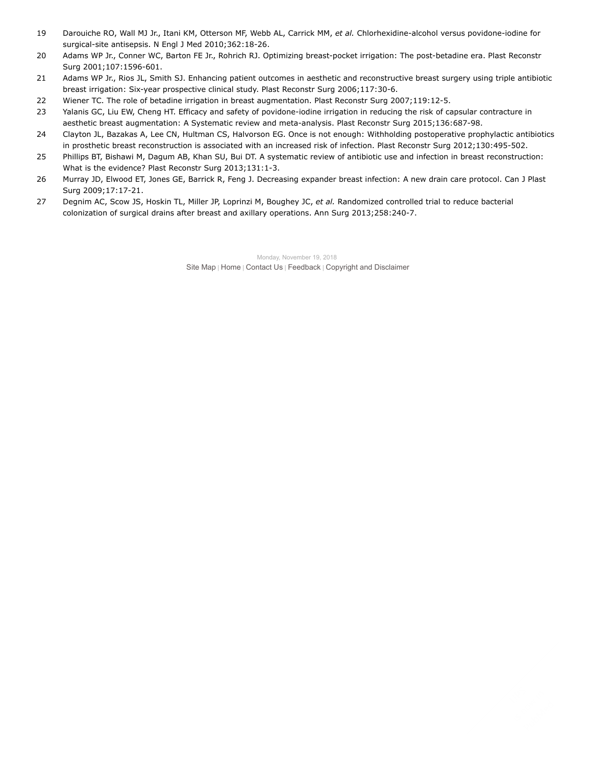19. Darouiche RO, Wall MJ Jr., Itani KM, Otterson MF, Webb AL, Carrick MM, *et al.* Chlorhexidine-alcohol versus povidone-iodine for surgical-site antisepsis. N Engl J Med 2010;362:18-26.
20. Adams WP Jr., Conner WC, Barton FE Jr., Rohrich RJ. Optimizing breast-pocket irrigation: The post-betadine era. Plast Reconstr Surg 2001;107:1596-601.
21. Adams WP Jr., Rios JL, Smith SJ. Enhancing patient outcomes in aesthetic and reconstructive breast surgery using triple antibiotic breast irrigation: Six-year prospective clinical study. Plast Reconstr Surg 2006;117:30-6.
22. Wiener TC. The role of betadine irrigation in breast augmentation. Plast Reconstr Surg 2007;119:12-5.
23. Yalanis GC, Liu EW, Cheng HT. Efficacy and safety of povidone-iodine irrigation in reducing the risk of capsular contracture in aesthetic breast augmentation: A Systematic review and meta-analysis. Plast Reconstr Surg 2015;136:687-98.
24. Clayton JL, Bazakas A, Lee CN, Hultman CS, Halvorson EG. Once is not enough: Withholding postoperative prophylactic antibiotics in prosthetic breast reconstruction is associated with an increased risk of infection. Plast Reconstr Surg 2012;130:495-502.
25. Phillips BT, Bishawi M, Dagum AB, Khan SU, Bui DT. A systematic review of antibiotic use and infection in breast reconstruction: What is the evidence? Plast Reconstr Surg 2013;131:1-3.
26. Murray JD, Elwood ET, Jones GE, Barrick R, Feng J. Decreasing expander breast infection: A new drain care protocol. Can J Plast Surg 2009;17:17-21.
27. Degnim AC, Scow JS, Hoskin TL, Miller JP, Loprinzi M, Boughey JC, *et al.* Randomized controlled trial to reduce bacterial colonization of surgical drains after breast and axillary operations. Ann Surg 2013;258:240-7.